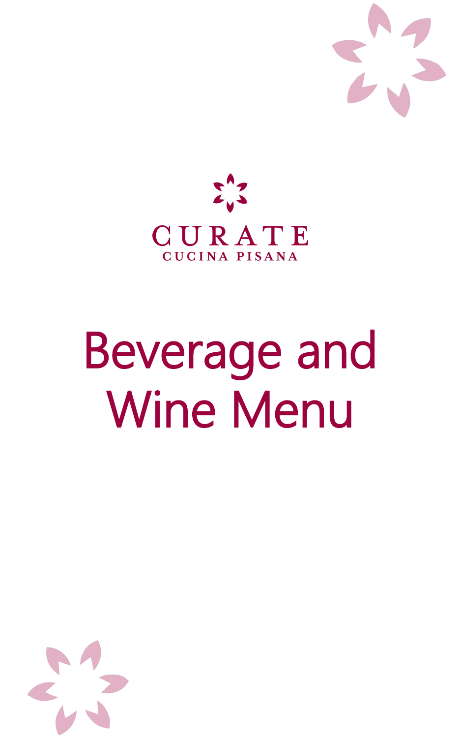CURATE

CUCINA PISANA

# Beverage and Wine Menu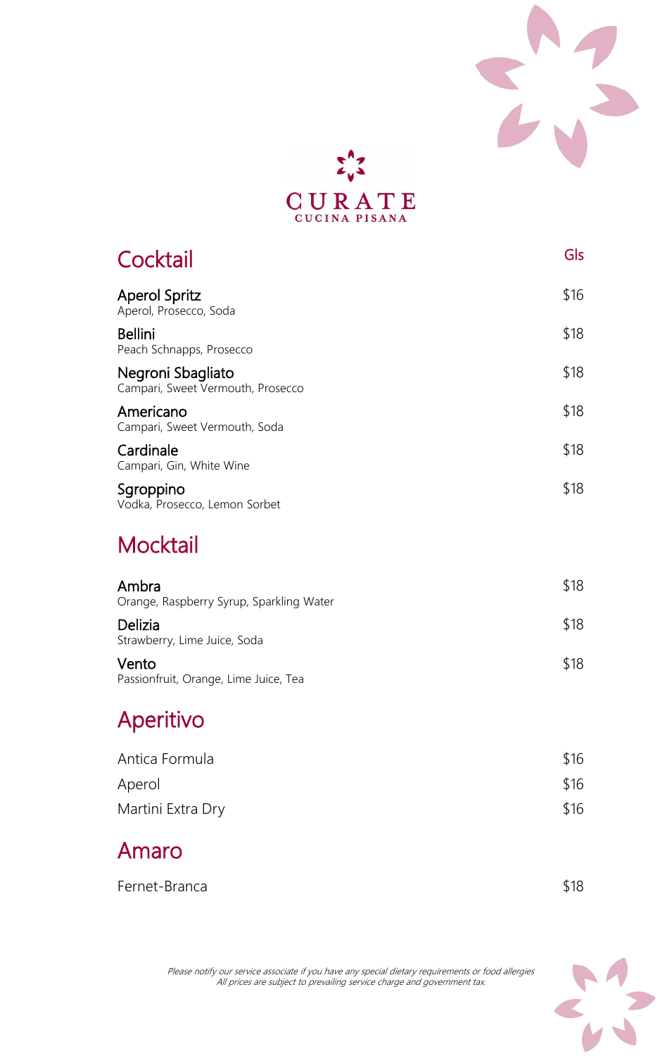CURATE

CUCINA PISANA

## Cocktail

| | Gls |
|---|---|
| **Aperol Spritz**<br>Aperol, Prosecco, Soda | $16 |
| **Bellini**<br>Peach Schnapps, Prosecco | $18 |
| **Negroni Sbagliato**<br>Campari, Sweet Vermouth, Prosecco | $18 |
| **Americano**<br>Campari, Sweet Vermouth, Soda | $18 |
| **Cardinale**<br>Campari, Gin, White Wine | $18 |
| **Sgroppino**<br>Vodka, Prosecco, Lemon Sorbet | $18 |

## Mocktail

| | |
|---|---|
| **Ambra**<br>Orange, Raspberry Syrup, Sparkling Water | $18 |
| **Delizia**<br>Strawberry, Lime Juice, Soda | $18 |
| **Vento**<br>Passionfruit, Orange, Lime Juice, Tea | $18 |

## Aperitivo

| | |
|---|---|
| Antica Formula | $16 |
| Aperol | $16 |
| Martini Extra Dry | $16 |

## Amaro

| | |
|---|---|
| Fernet-Branca | $18 |

*Please notify our service associate if you have any special dietary requirements or food allergies*
*All prices are subject to prevailing service charge and government tax.*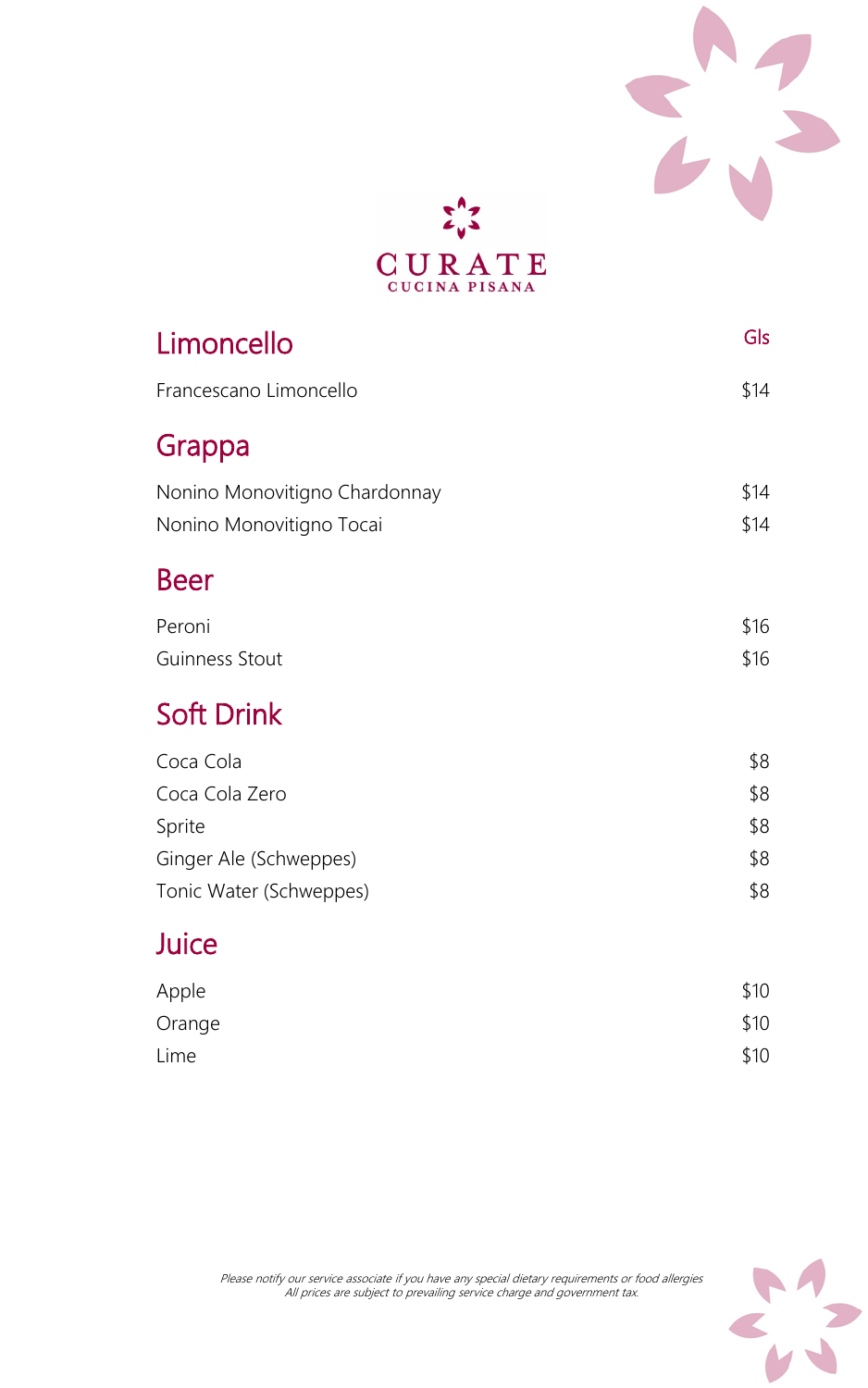CURATE

CUCINA PISANA

## Limoncello

| | Gls |
|---|---|
| Francescano Limoncello | $14 |

## Grappa

| | |
|---|---|
| Nonino Monovitigno Chardonnay | $14 |
| Nonino Monovitigno Tocai | $14 |

## Beer

| | |
|---|---|
| Peroni | $16 |
| Guinness Stout | $16 |

## Soft Drink

| | |
|---|---|
| Coca Cola | $8 |
| Coca Cola Zero | $8 |
| Sprite | $8 |
| Ginger Ale (Schweppes) | $8 |
| Tonic Water (Schweppes) | $8 |

## Juice

| | |
|---|---|
| Apple | $10 |
| Orange | $10 |
| Lime | $10 |

*Please notify our service associate if you have any special dietary requirements or food allergies*
*All prices are subject to prevailing service charge and government tax.*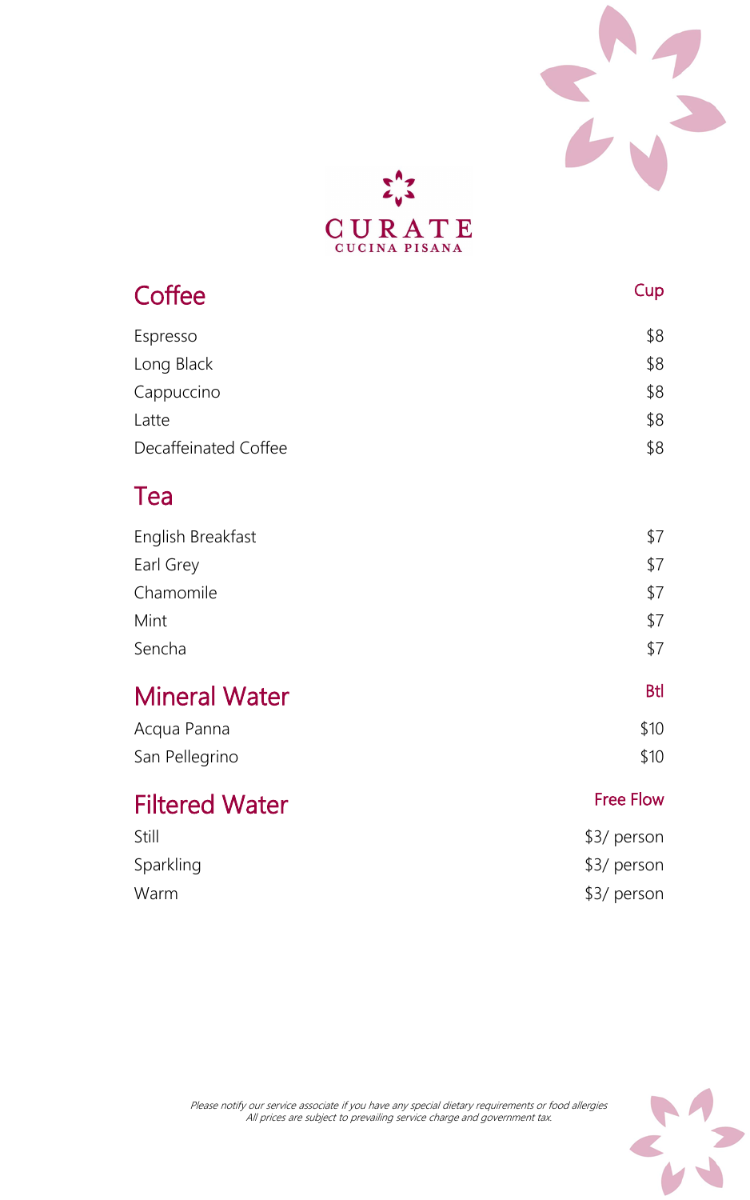# CURATE

CUCINA PISANA

## Coffee

| Coffee | Cup |
|---|---|
| Espresso | $8 |
| Long Black | $8 |
| Cappuccino | $8 |
| Latte | $8 |
| Decaffeinated Coffee | $8 |

## Tea

| Tea | |
|---|---|
| English Breakfast | $7 |
| Earl Grey | $7 |
| Chamomile | $7 |
| Mint | $7 |
| Sencha | $7 |

## Mineral Water

| Mineral Water | Btl |
|---|---|
| Acqua Panna | $10 |
| San Pellegrino | $10 |

## Filtered Water

| Filtered Water | Free Flow |
|---|---|
| Still | $3/ person |
| Sparkling | $3/ person |
| Warm | $3/ person |

*Please notify our service associate if you have any special dietary requirements or food allergies*
*All prices are subject to prevailing service charge and government tax.*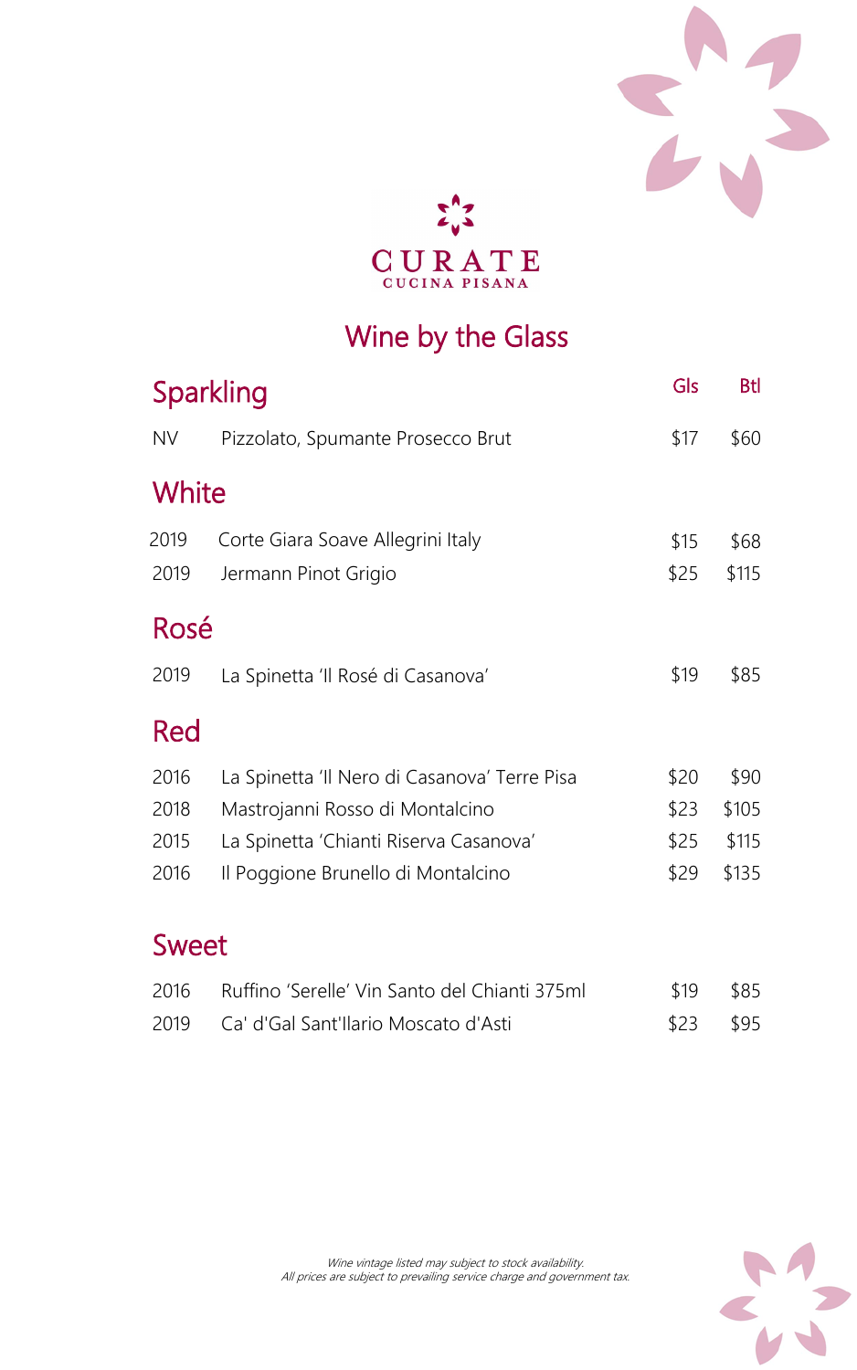CURATE

CUCINA PISANA

# Wine by the Glass

## Sparkling

| | | Gls | Btl |
|---|---|---|---|
| NV | Pizzolato, Spumante Prosecco Brut | $17 | $60 |

## White

| | | Gls | Btl |
|---|---|---|---|
| 2019 | Corte Giara Soave Allegrini Italy | $15 | $68 |
| 2019 | Jermann Pinot Grigio | $25 | $115 |

## Rosé

| | | Gls | Btl |
|---|---|---|---|
| 2019 | La Spinetta 'Il Rosé di Casanova' | $19 | $85 |

## Red

| | | Gls | Btl |
|---|---|---|---|
| 2016 | La Spinetta 'Il Nero di Casanova' Terre Pisa | $20 | $90 |
| 2018 | Mastrojanni Rosso di Montalcino | $23 | $105 |
| 2015 | La Spinetta 'Chianti Riserva Casanova' | $25 | $115 |
| 2016 | Il Poggione Brunello di Montalcino | $29 | $135 |

## Sweet

| | | Gls | Btl |
|---|---|---|---|
| 2016 | Ruffino 'Serelle' Vin Santo del Chianti 375ml | $19 | $85 |
| 2019 | Ca' d'Gal Sant'Ilario Moscato d'Asti | $23 | $95 |

*Wine vintage listed may subject to stock availability.*
*All prices are subject to prevailing service charge and government tax.*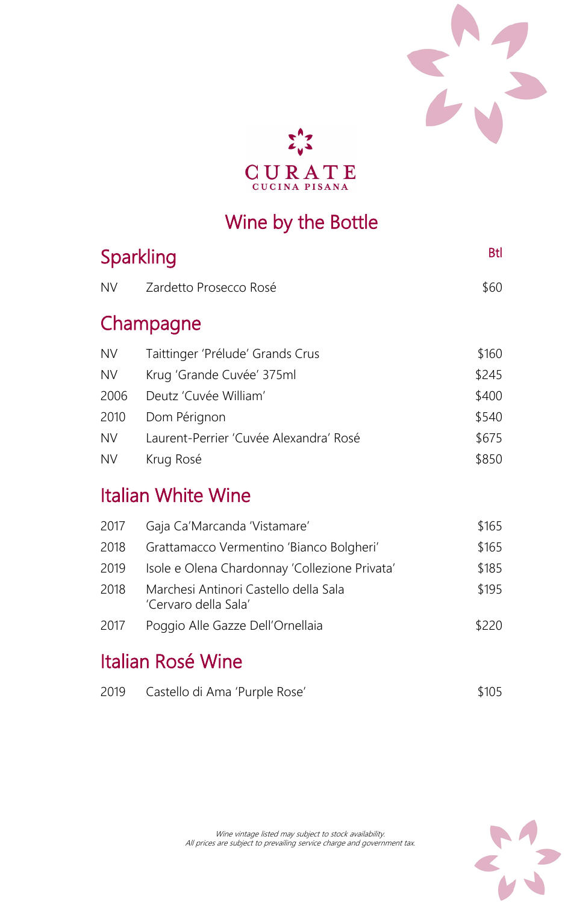CURATE

CUCINA PISANA

# Wine by the Bottle

## Sparkling

| | | Btl |
|---|---|---|
| NV | Zardetto Prosecco Rosé | $60 |

## Champagne

| | | |
|---|---|---|
| NV | Taittinger 'Prélude' Grands Crus | $160 |
| NV | Krug 'Grande Cuvée' 375ml | $245 |
| 2006 | Deutz 'Cuvée William' | $400 |
| 2010 | Dom Pérignon | $540 |
| NV | Laurent-Perrier 'Cuvée Alexandra' Rosé | $675 |
| NV | Krug Rosé | $850 |

## Italian White Wine

| | | |
|---|---|---|
| 2017 | Gaja Ca'Marcanda 'Vistamare' | $165 |
| 2018 | Grattamacco Vermentino 'Bianco Bolgheri' | $165 |
| 2019 | Isole e Olena Chardonnay 'Collezione Privata' | $185 |
| 2018 | Marchesi Antinori Castello della Sala 'Cervaro della Sala' | $195 |
| 2017 | Poggio Alle Gazze Dell'Ornellaia | $220 |

## Italian Rosé Wine

| | | |
|---|---|---|
| 2019 | Castello di Ama 'Purple Rose' | $105 |

*Wine vintage listed may subject to stock availability.*
*All prices are subject to prevailing service charge and government tax.*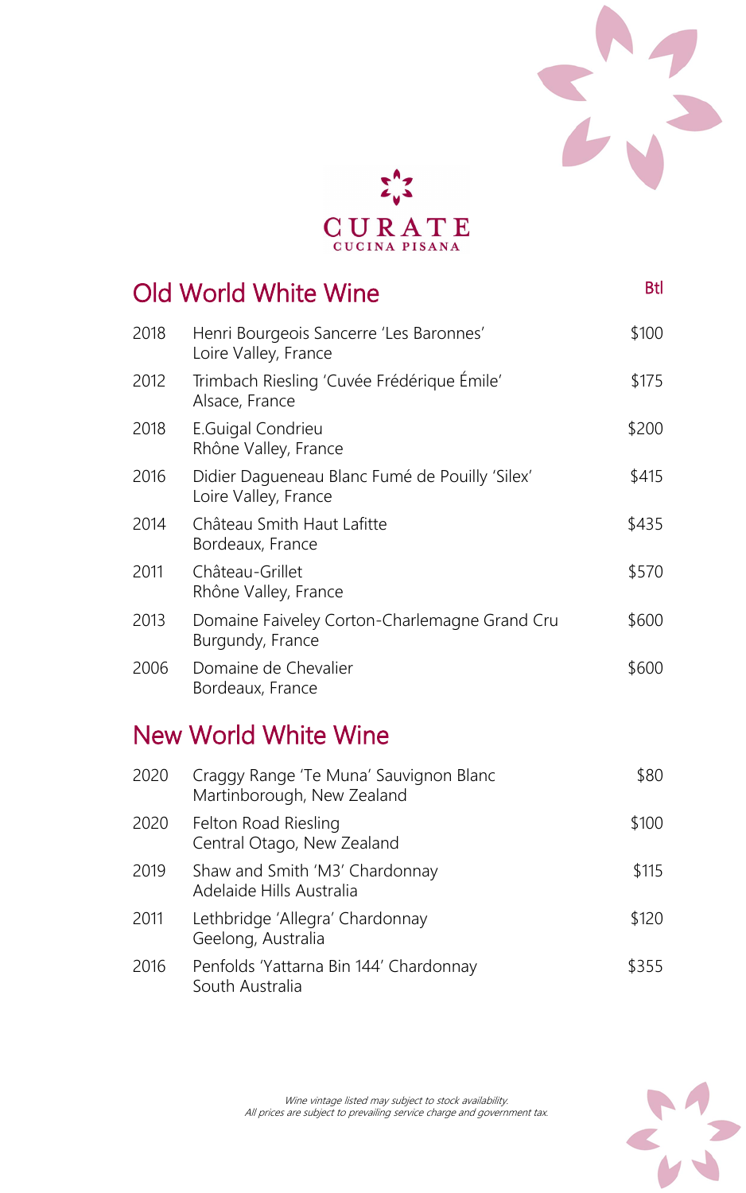CURATE

CUCINA PISANA

## Old World White Wine

| | | Btl |
|---|---|---|
| 2018 | Henri Bourgeois Sancerre 'Les Baronnes'<br>Loire Valley, France | $100 |
| 2012 | Trimbach Riesling 'Cuvée Frédérique Émile'<br>Alsace, France | $175 |
| 2018 | E.Guigal Condrieu<br>Rhône Valley, France | $200 |
| 2016 | Didier Dagueneau Blanc Fumé de Pouilly 'Silex'<br>Loire Valley, France | $415 |
| 2014 | Château Smith Haut Lafitte<br>Bordeaux, France | $435 |
| 2011 | Château-Grillet<br>Rhône Valley, France | $570 |
| 2013 | Domaine Faiveley Corton-Charlemagne Grand Cru<br>Burgundy, France | $600 |
| 2006 | Domaine de Chevalier<br>Bordeaux, France | $600 |

## New World White Wine

| | | |
|---|---|---|
| 2020 | Craggy Range 'Te Muna' Sauvignon Blanc<br>Martinborough, New Zealand | $80 |
| 2020 | Felton Road Riesling<br>Central Otago, New Zealand | $100 |
| 2019 | Shaw and Smith 'M3' Chardonnay<br>Adelaide Hills Australia | $115 |
| 2011 | Lethbridge 'Allegra' Chardonnay<br>Geelong, Australia | $120 |
| 2016 | Penfolds 'Yattarna Bin 144' Chardonnay<br>South Australia | $355 |

*Wine vintage listed may subject to stock availability.*
*All prices are subject to prevailing service charge and government tax.*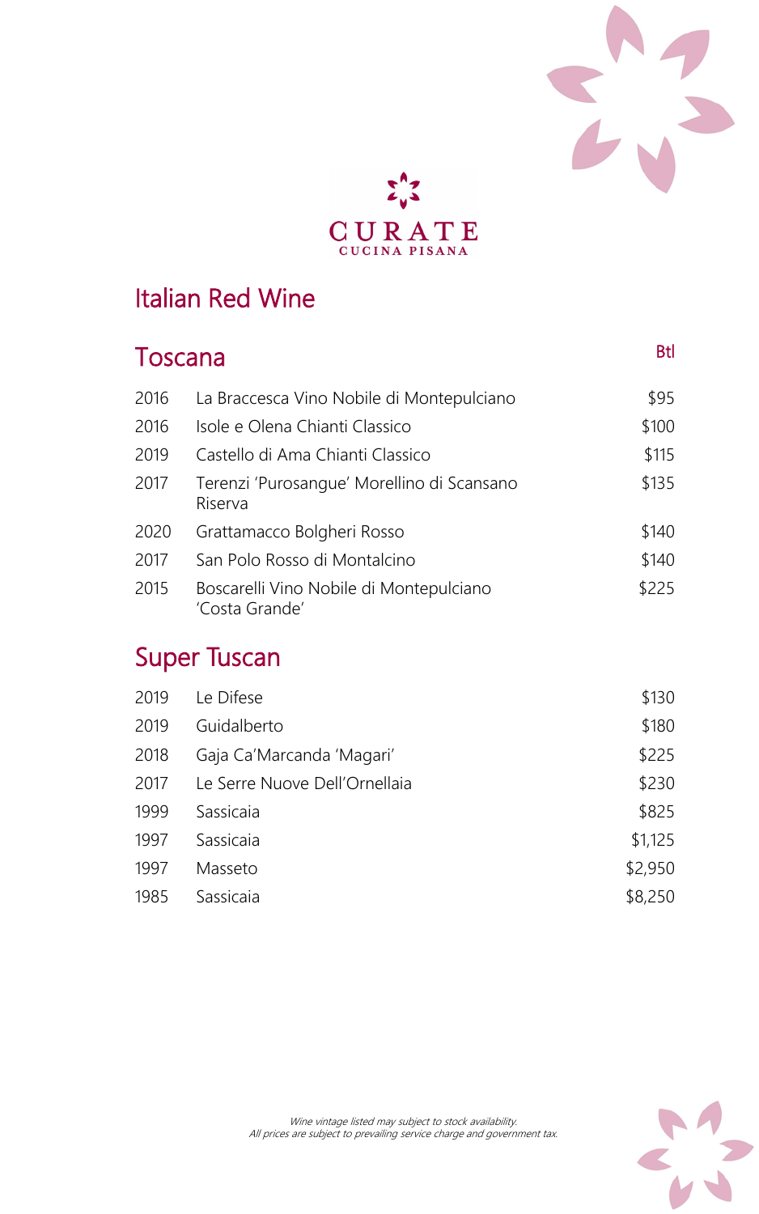CURATE
CUCINA PISANA

# Italian Red Wine

## Toscana

| Vintage | Wine | Btl |
|---|---|---|
| 2016 | La Braccesca Vino Nobile di Montepulciano | $95 |
| 2016 | Isole e Olena Chianti Classico | $100 |
| 2019 | Castello di Ama Chianti Classico | $115 |
| 2017 | Terenzi 'Purosangue' Morellino di Scansano Riserva | $135 |
| 2020 | Grattamacco Bolgheri Rosso | $140 |
| 2017 | San Polo Rosso di Montalcino | $140 |
| 2015 | Boscarelli Vino Nobile di Montepulciano 'Costa Grande' | $225 |

## Super Tuscan

| Vintage | Wine | Btl |
|---|---|---|
| 2019 | Le Difese | $130 |
| 2019 | Guidalberto | $180 |
| 2018 | Gaja Ca'Marcanda 'Magari' | $225 |
| 2017 | Le Serre Nuove Dell'Ornellaia | $230 |
| 1999 | Sassicaia | $825 |
| 1997 | Sassicaia | $1,125 |
| 1997 | Masseto | $2,950 |
| 1985 | Sassicaia | $8,250 |

*Wine vintage listed may subject to stock availability.*
*All prices are subject to prevailing service charge and government tax.*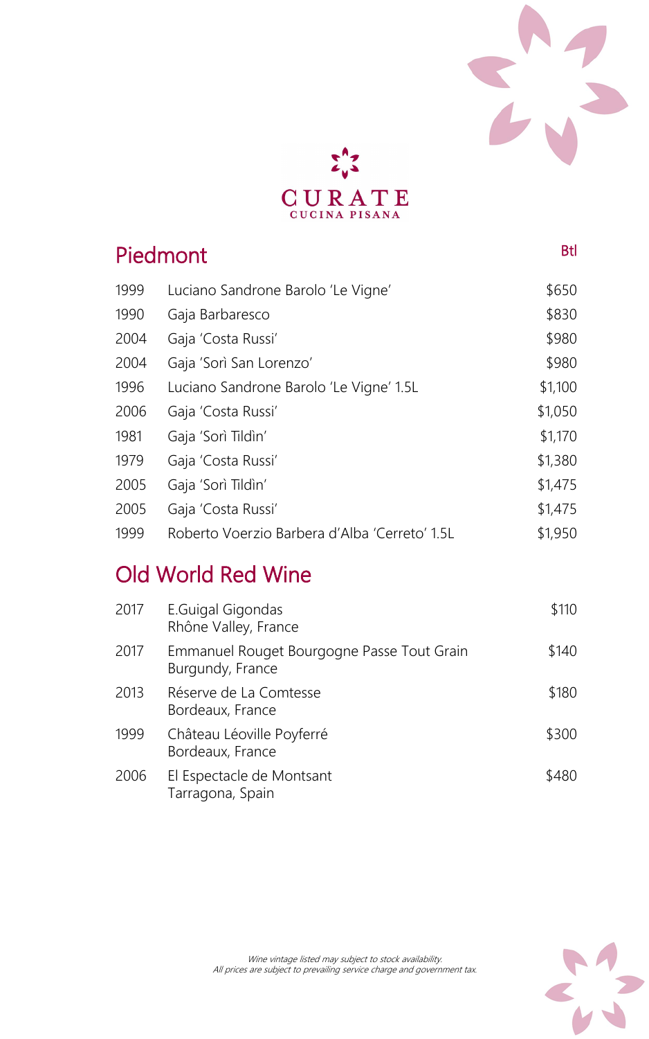CURATE
CUCINA PISANA

## Piedmont

| | | Btl |
|---|---|---|
| 1999 | Luciano Sandrone Barolo 'Le Vigne' | $650 |
| 1990 | Gaja Barbaresco | $830 |
| 2004 | Gaja 'Costa Russi' | $980 |
| 2004 | Gaja 'Sorì San Lorenzo' | $980 |
| 1996 | Luciano Sandrone Barolo 'Le Vigne' 1.5L | $1,100 |
| 2006 | Gaja 'Costa Russi' | $1,050 |
| 1981 | Gaja 'Sorì Tildìn' | $1,170 |
| 1979 | Gaja 'Costa Russi' | $1,380 |
| 2005 | Gaja 'Sorì Tildìn' | $1,475 |
| 2005 | Gaja 'Costa Russi' | $1,475 |
| 1999 | Roberto Voerzio Barbera d'Alba 'Cerreto' 1.5L | $1,950 |

## Old World Red Wine

| | | |
|---|---|---|
| 2017 | E.Guigal Gigondas<br>Rhône Valley, France | $110 |
| 2017 | Emmanuel Rouget Bourgogne Passe Tout Grain<br>Burgundy, France | $140 |
| 2013 | Réserve de La Comtesse<br>Bordeaux, France | $180 |
| 1999 | Château Léoville Poyferré<br>Bordeaux, France | $300 |
| 2006 | El Espectacle de Montsant<br>Tarragona, Spain | $480 |

*Wine vintage listed may subject to stock availability.*
*All prices are subject to prevailing service charge and government tax.*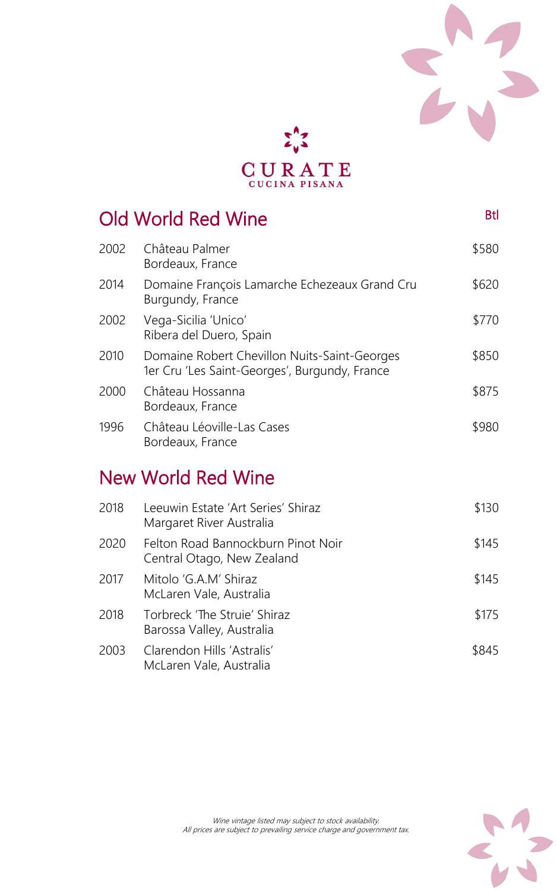CURATE

CUCINA PISANA

## Old World Red Wine

| | | Btl |
|---|---|---|
| 2002 | Château Palmer<br>Bordeaux, France | $580 |
| 2014 | Domaine François Lamarche Echezeaux Grand Cru<br>Burgundy, France | $620 |
| 2002 | Vega-Sicilia 'Unico'<br>Ribera del Duero, Spain | $770 |
| 2010 | Domaine Robert Chevillon Nuits-Saint-Georges<br>1er Cru 'Les Saint-Georges', Burgundy, France | $850 |
| 2000 | Château Hossanna<br>Bordeaux, France | $875 |
| 1996 | Château Léoville-Las Cases<br>Bordeaux, France | $980 |

## New World Red Wine

| | | |
|---|---|---|
| 2018 | Leeuwin Estate 'Art Series' Shiraz<br>Margaret River Australia | $130 |
| 2020 | Felton Road Bannockburn Pinot Noir<br>Central Otago, New Zealand | $145 |
| 2017 | Mitolo 'G.A.M' Shiraz<br>McLaren Vale, Australia | $145 |
| 2018 | Torbreck 'The Struie' Shiraz<br>Barossa Valley, Australia | $175 |
| 2003 | Clarendon Hills 'Astralis'<br>McLaren Vale, Australia | $845 |

*Wine vintage listed may subject to stock availability.*
*All prices are subject to prevailing service charge and government tax.*